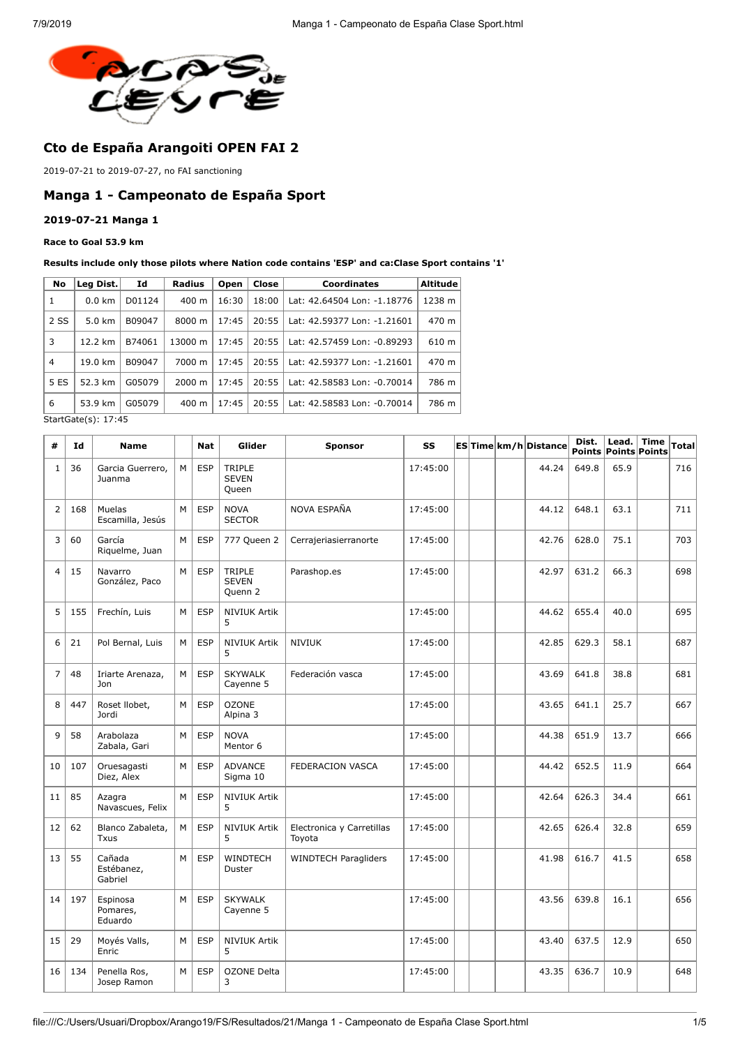## Cto de España Arangoiti OPEN FAI 2

2019-07-21 to 2019-07-27, no FAI sanctioning

## Manga 1 - Campeonato de España Sport

### 2019-07-21 Manga 1

#### Race to Goal 53.9 km

**Results include only those pilots where Nation code contains 'ESP' and ca:Clase Sport contains '1'**

| No | Leg Dist. | Id | Radius | Open | Close | Coordinates | Altitude |
|---|---|---|---|---|---|---|---|
| 1 | 0.0 km | D01124 | 400 m | 16:30 | 18:00 | Lat: 42.64504 Lon: -1.18776 | 1238 m |
| 2 SS | 5.0 km | B09047 | 8000 m | 17:45 | 20:55 | Lat: 42.59377 Lon: -1.21601 | 470 m |
| 3 | 12.2 km | B74061 | 13000 m | 17:45 | 20:55 | Lat: 42.57459 Lon: -0.89293 | 610 m |
| 4 | 19.0 km | B09047 | 7000 m | 17:45 | 20:55 | Lat: 42.59377 Lon: -1.21601 | 470 m |
| 5 ES | 52.3 km | G05079 | 2000 m | 17:45 | 20:55 | Lat: 42.58583 Lon: -0.70014 | 786 m |
| 6 | 53.9 km | G05079 | 400 m | 17:45 | 20:55 | Lat: 42.58583 Lon: -0.70014 | 786 m |

StartGate(s): 17:45

| # | Id | Name | | Nat | Glider | Sponsor | SS | ES | Time | km/h | Distance | Dist. Points | Lead. Points | Time Points | Total |
|---|---|---|---|---|---|---|---|---|---|---|---|---|---|---|---|
| 1 | 36 | Garcia Guerrero, Juanma | M | ESP | TRIPLE SEVEN Queen | | 17:45:00 | | | | 44.24 | 649.8 | 65.9 | | 716 |
| 2 | 168 | Muelas Escamilla, Jesús | M | ESP | NOVA SECTOR | NOVA ESPAÑA | 17:45:00 | | | | 44.12 | 648.1 | 63.1 | | 711 |
| 3 | 60 | García Riquelme, Juan | M | ESP | 777 Queen 2 | Cerrajeriasierranorte | 17:45:00 | | | | 42.76 | 628.0 | 75.1 | | 703 |
| 4 | 15 | Navarro González, Paco | M | ESP | TRIPLE SEVEN Quenn 2 | Parashop.es | 17:45:00 | | | | 42.97 | 631.2 | 66.3 | | 698 |
| 5 | 155 | Frechín, Luis | M | ESP | NIVIUK Artik 5 | | 17:45:00 | | | | 44.62 | 655.4 | 40.0 | | 695 |
| 6 | 21 | Pol Bernal, Luis | M | ESP | NIVIUK Artik 5 | NIVIUK | 17:45:00 | | | | 42.85 | 629.3 | 58.1 | | 687 |
| 7 | 48 | Iriarte Arenaza, Jon | M | ESP | SKYWALK Cayenne 5 | Federación vasca | 17:45:00 | | | | 43.69 | 641.8 | 38.8 | | 681 |
| 8 | 447 | Roset llobet, Jordi | M | ESP | OZONE Alpina 3 | | 17:45:00 | | | | 43.65 | 641.1 | 25.7 | | 667 |
| 9 | 58 | Arabolaza Zabala, Gari | M | ESP | NOVA Mentor 6 | | 17:45:00 | | | | 44.38 | 651.9 | 13.7 | | 666 |
| 10 | 107 | Oruesagasti Diez, Alex | M | ESP | ADVANCE Sigma 10 | FEDERACION VASCA | 17:45:00 | | | | 44.42 | 652.5 | 11.9 | | 664 |
| 11 | 85 | Azagra Navascues, Felix | M | ESP | NIVIUK Artik 5 | | 17:45:00 | | | | 42.64 | 626.3 | 34.4 | | 661 |
| 12 | 62 | Blanco Zabaleta, Txus | M | ESP | NIVIUK Artik 5 | Electronica y Carretillas Toyota | 17:45:00 | | | | 42.65 | 626.4 | 32.8 | | 659 |
| 13 | 55 | Cañada Estébanez, Gabriel | M | ESP | WINDTECH Duster | WINDTECH Paragliders | 17:45:00 | | | | 41.98 | 616.7 | 41.5 | | 658 |
| 14 | 197 | Espinosa Pomares, Eduardo | M | ESP | SKYWALK Cayenne 5 | | 17:45:00 | | | | 43.56 | 639.8 | 16.1 | | 656 |
| 15 | 29 | Moyés Valls, Enric | M | ESP | NIVIUK Artik 5 | | 17:45:00 | | | | 43.40 | 637.5 | 12.9 | | 650 |
| 16 | 134 | Penella Ros, Josep Ramon | M | ESP | OZONE Delta 3 | | 17:45:00 | | | | 43.35 | 636.7 | 10.9 | | 648 |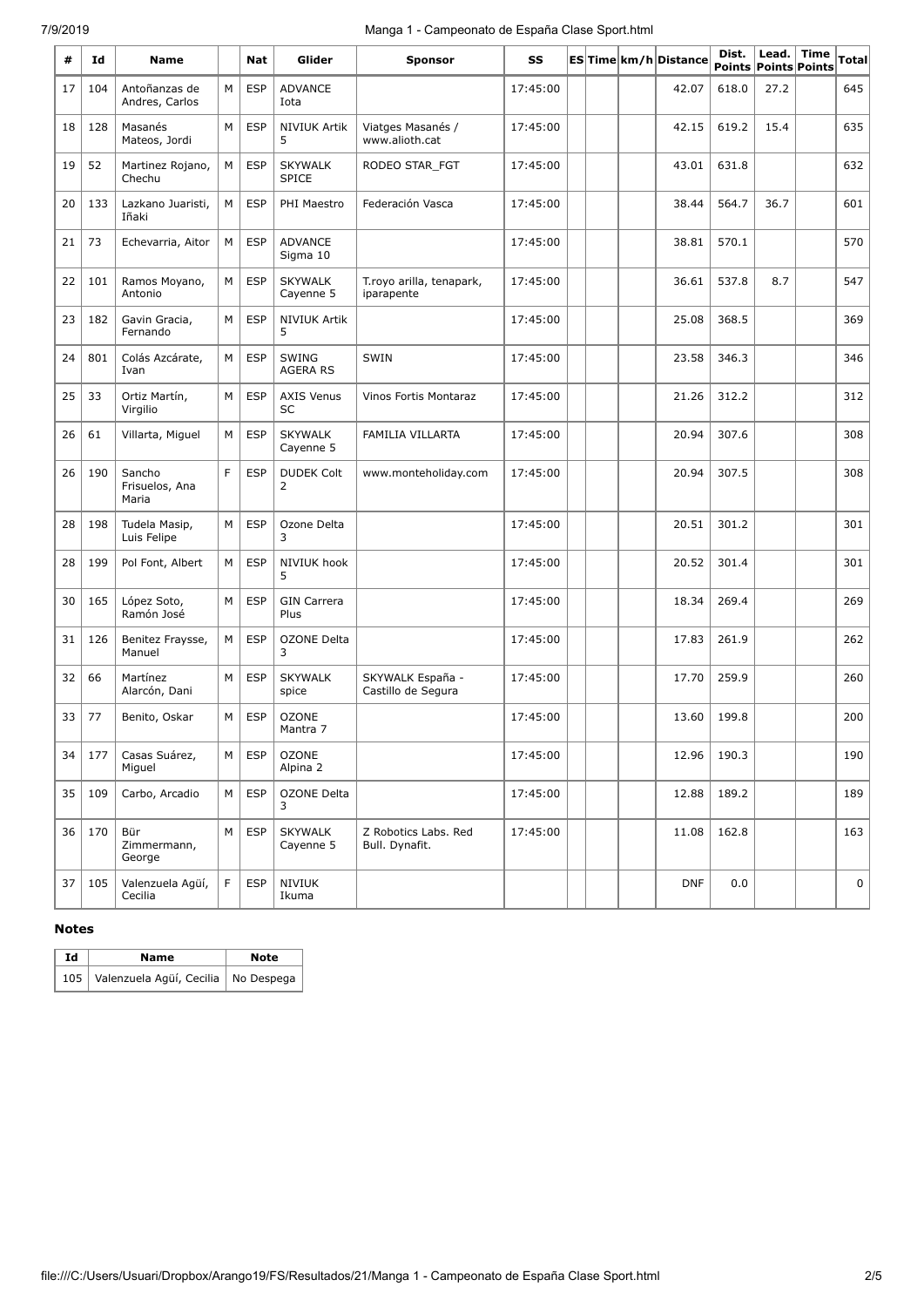| # | Id | Name | | Nat | Glider | Sponsor | SS | ES | Time | km/h | Distance | Dist. Points | Lead. Points | Time Points | Total |
|---|---|---|---|---|---|---|---|---|---|---|---|---|---|---|---|
| 17 | 104 | Antoñanzas de Andres, Carlos | M | ESP | ADVANCE Iota | | 17:45:00 | | | | 42.07 | 618.0 | 27.2 | | 645 |
| 18 | 128 | Masanés Mateos, Jordi | M | ESP | NIVIUK Artik 5 | Viatges Masanés / www.alioth.cat | 17:45:00 | | | | 42.15 | 619.2 | 15.4 | | 635 |
| 19 | 52 | Martinez Rojano, Chechu | M | ESP | SKYWALK SPICE | RODEO STAR_FGT | 17:45:00 | | | | 43.01 | 631.8 | | | 632 |
| 20 | 133 | Lazkano Juaristi, Iñaki | M | ESP | PHI Maestro | Federación Vasca | 17:45:00 | | | | 38.44 | 564.7 | 36.7 | | 601 |
| 21 | 73 | Echevarria, Aitor | M | ESP | ADVANCE Sigma 10 | | 17:45:00 | | | | 38.81 | 570.1 | | | 570 |
| 22 | 101 | Ramos Moyano, Antonio | M | ESP | SKYWALK Cayenne 5 | T.royo arilla, tenapark, iparapente | 17:45:00 | | | | 36.61 | 537.8 | 8.7 | | 547 |
| 23 | 182 | Gavin Gracia, Fernando | M | ESP | NIVIUK Artik 5 | | 17:45:00 | | | | 25.08 | 368.5 | | | 369 |
| 24 | 801 | Colás Azcárate, Ivan | M | ESP | SWING AGERA RS | SWIN | 17:45:00 | | | | 23.58 | 346.3 | | | 346 |
| 25 | 33 | Ortiz Martín, Virgilio | M | ESP | AXIS Venus SC | Vinos Fortis Montaraz | 17:45:00 | | | | 21.26 | 312.2 | | | 312 |
| 26 | 61 | Villarta, Miguel | M | ESP | SKYWALK Cayenne 5 | FAMILIA VILLARTA | 17:45:00 | | | | 20.94 | 307.6 | | | 308 |
| 26 | 190 | Sancho Frisuelos, Ana Maria | F | ESP | DUDEK Colt 2 | www.monteholiday.com | 17:45:00 | | | | 20.94 | 307.5 | | | 308 |
| 28 | 198 | Tudela Masip, Luis Felipe | M | ESP | Ozone Delta 3 | | 17:45:00 | | | | 20.51 | 301.2 | | | 301 |
| 28 | 199 | Pol Font, Albert | M | ESP | NIVIUK hook 5 | | 17:45:00 | | | | 20.52 | 301.4 | | | 301 |
| 30 | 165 | López Soto, Ramón José | M | ESP | GIN Carrera Plus | | 17:45:00 | | | | 18.34 | 269.4 | | | 269 |
| 31 | 126 | Benitez Fraysse, Manuel | M | ESP | OZONE Delta 3 | | 17:45:00 | | | | 17.83 | 261.9 | | | 262 |
| 32 | 66 | Martínez Alarcón, Dani | M | ESP | SKYWALK spice | SKYWALK España - Castillo de Segura | 17:45:00 | | | | 17.70 | 259.9 | | | 260 |
| 33 | 77 | Benito, Oskar | M | ESP | OZONE Mantra 7 | | 17:45:00 | | | | 13.60 | 199.8 | | | 200 |
| 34 | 177 | Casas Suárez, Miguel | M | ESP | OZONE Alpina 2 | | 17:45:00 | | | | 12.96 | 190.3 | | | 190 |
| 35 | 109 | Carbo, Arcadio | M | ESP | OZONE Delta 3 | | 17:45:00 | | | | 12.88 | 189.2 | | | 189 |
| 36 | 170 | Bür Zimmermann, George | M | ESP | SKYWALK Cayenne 5 | Z Robotics Labs. Red Bull. Dynafit. | 17:45:00 | | | | 11.08 | 162.8 | | | 163 |
| 37 | 105 | Valenzuela Agüí, Cecilia | F | ESP | NIVIUK Ikuma | | | | | | DNF | 0.0 | | | 0 |

### Notes

| Id | Name | Note |
|---|---|---|
| 105 | Valenzuela Agüí, Cecilia | No Despega |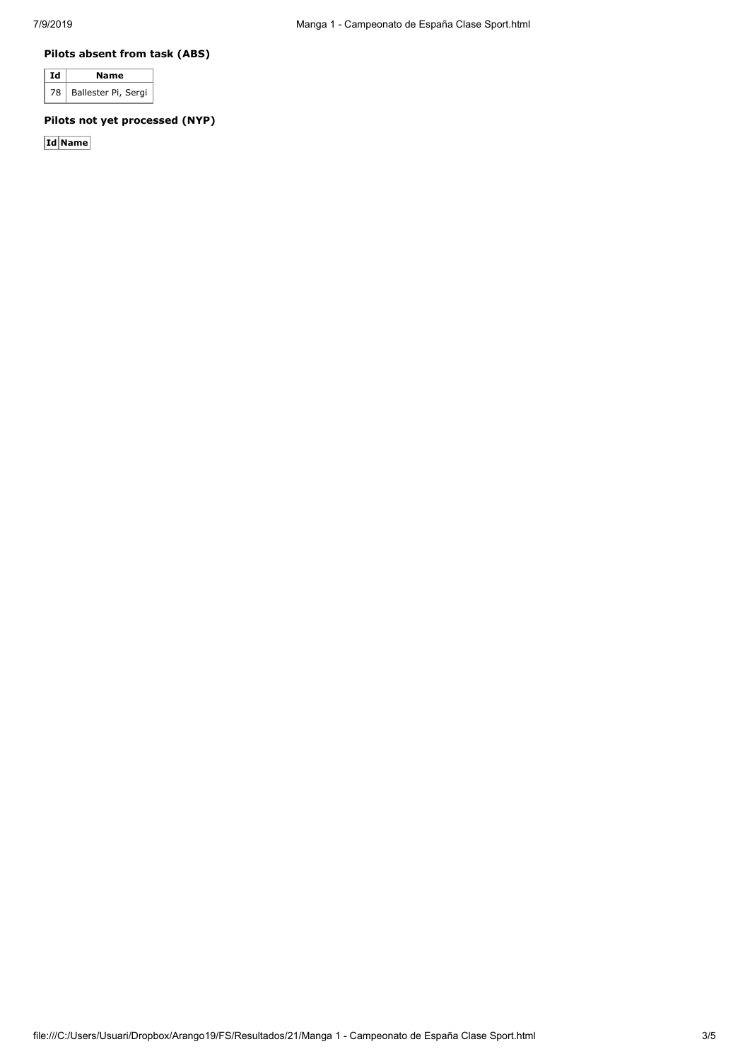### Pilots absent from task (ABS)

| Id | Name |
|---|---|
| 78 | Ballester Pi, Sergi |

### Pilots not yet processed (NYP)

| Id | Name |
|---|---|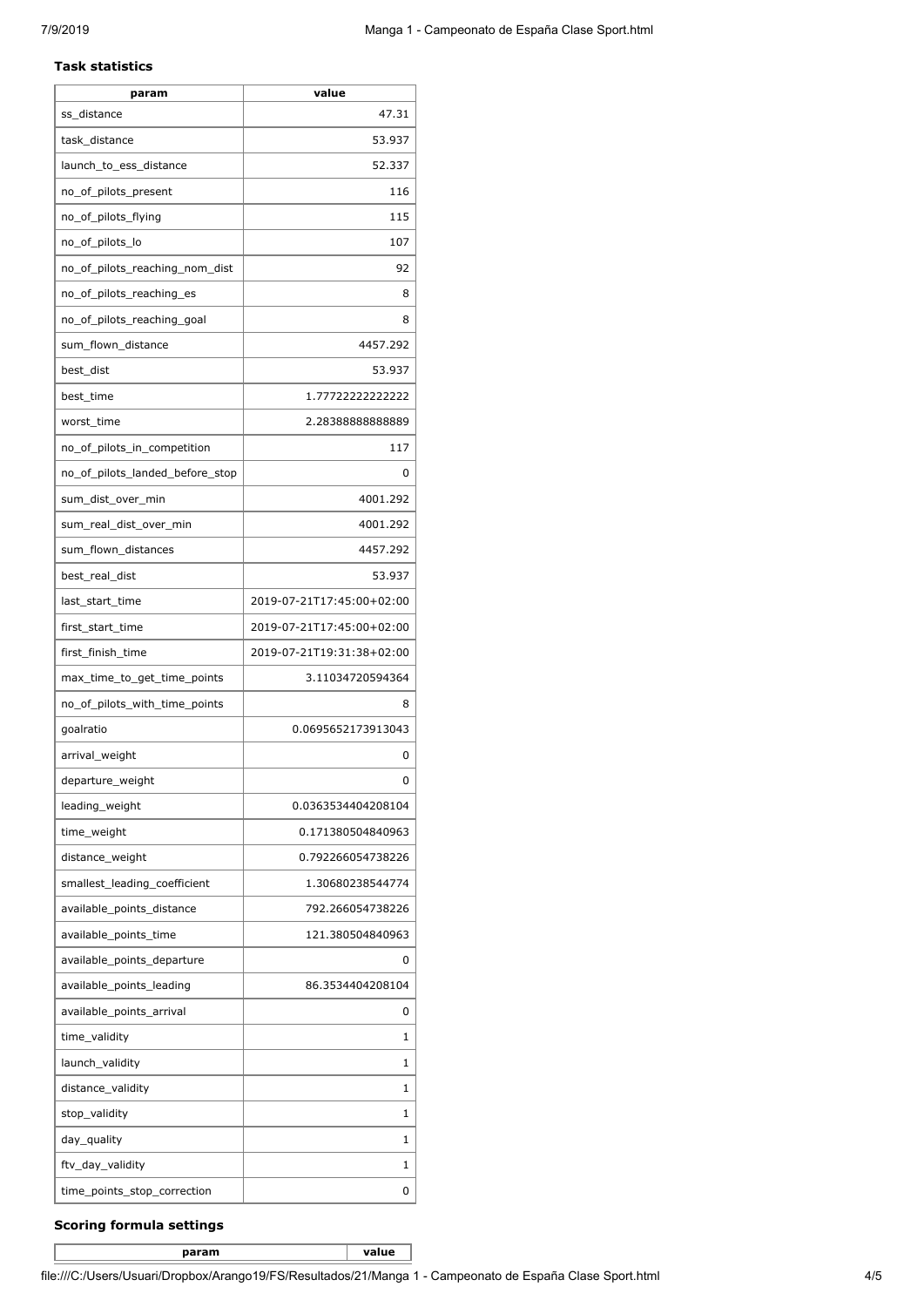### Task statistics

| param | value |
| --- | --- |
| ss_distance | 47.31 |
| task_distance | 53.937 |
| launch_to_ess_distance | 52.337 |
| no_of_pilots_present | 116 |
| no_of_pilots_flying | 115 |
| no_of_pilots_lo | 107 |
| no_of_pilots_reaching_nom_dist | 92 |
| no_of_pilots_reaching_es | 8 |
| no_of_pilots_reaching_goal | 8 |
| sum_flown_distance | 4457.292 |
| best_dist | 53.937 |
| best_time | 1.77722222222222 |
| worst_time | 2.28388888888889 |
| no_of_pilots_in_competition | 117 |
| no_of_pilots_landed_before_stop | 0 |
| sum_dist_over_min | 4001.292 |
| sum_real_dist_over_min | 4001.292 |
| sum_flown_distances | 4457.292 |
| best_real_dist | 53.937 |
| last_start_time | 2019-07-21T17:45:00+02:00 |
| first_start_time | 2019-07-21T17:45:00+02:00 |
| first_finish_time | 2019-07-21T19:31:38+02:00 |
| max_time_to_get_time_points | 3.11034720594364 |
| no_of_pilots_with_time_points | 8 |
| goalratio | 0.0695652173913043 |
| arrival_weight | 0 |
| departure_weight | 0 |
| leading_weight | 0.0363534404208104 |
| time_weight | 0.171380504840963 |
| distance_weight | 0.792266054738226 |
| smallest_leading_coefficient | 1.30680238544774 |
| available_points_distance | 792.266054738226 |
| available_points_time | 121.380504840963 |
| available_points_departure | 0 |
| available_points_leading | 86.3534404208104 |
| available_points_arrival | 0 |
| time_validity | 1 |
| launch_validity | 1 |
| distance_validity | 1 |
| stop_validity | 1 |
| day_quality | 1 |
| ftv_day_validity | 1 |
| time_points_stop_correction | 0 |

### Scoring formula settings

| param | value |
| --- | --- |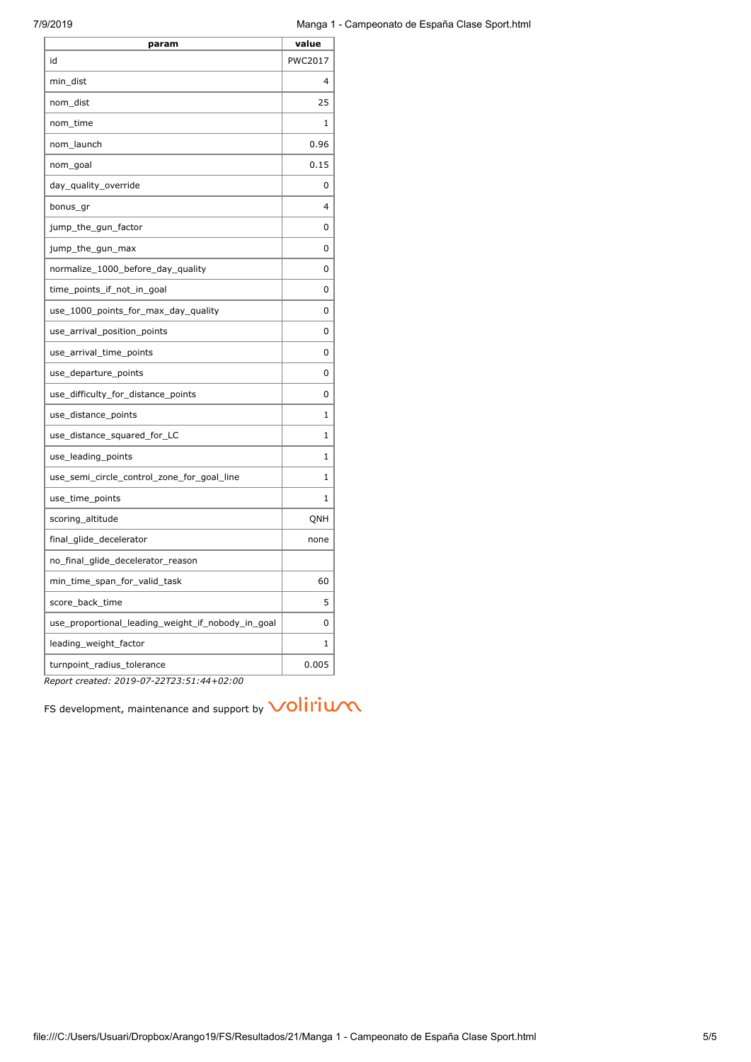| param | value |
|---|---|
| id | PWC2017 |
| min_dist | 4 |
| nom_dist | 25 |
| nom_time | 1 |
| nom_launch | 0.96 |
| nom_goal | 0.15 |
| day_quality_override | 0 |
| bonus_gr | 4 |
| jump_the_gun_factor | 0 |
| jump_the_gun_max | 0 |
| normalize_1000_before_day_quality | 0 |
| time_points_if_not_in_goal | 0 |
| use_1000_points_for_max_day_quality | 0 |
| use_arrival_position_points | 0 |
| use_arrival_time_points | 0 |
| use_departure_points | 0 |
| use_difficulty_for_distance_points | 0 |
| use_distance_points | 1 |
| use_distance_squared_for_LC | 1 |
| use_leading_points | 1 |
| use_semi_circle_control_zone_for_goal_line | 1 |
| use_time_points | 1 |
| scoring_altitude | QNH |
| final_glide_decelerator | none |
| no_final_glide_decelerator_reason | |
| min_time_span_for_valid_task | 60 |
| score_back_time | 5 |
| use_proportional_leading_weight_if_nobody_in_goal | 0 |
| leading_weight_factor | 1 |
| turnpoint_radius_tolerance | 0.005 |

*Report created: 2019-07-22T23:51:44+02:00*

FS development, maintenance and support by volirium